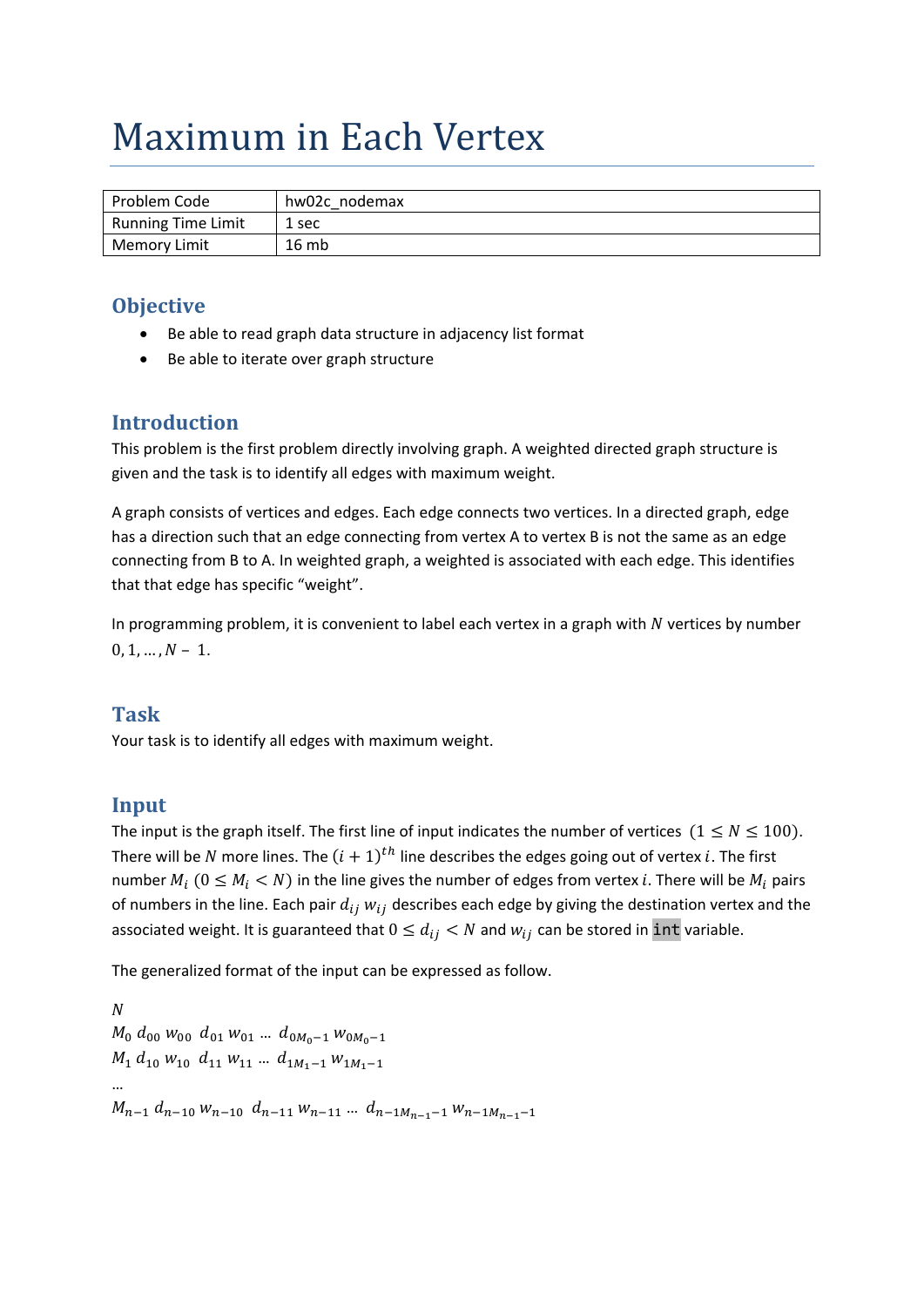# Maximum in Each Vertex

| Problem Code | hw02c_nodemax |
|---|---|
| Running Time Limit | 1 sec |
| Memory Limit | 16 mb |

## Objective

- Be able to read graph data structure in adjacency list format
- Be able to iterate over graph structure

## Introduction

This problem is the first problem directly involving graph. A weighted directed graph structure is given and the task is to identify all edges with maximum weight.

A graph consists of vertices and edges. Each edge connects two vertices. In a directed graph, edge has a direction such that an edge connecting from vertex A to vertex B is not the same as an edge connecting from B to A. In weighted graph, a weighted is associated with each edge. This identifies that that edge has specific "weight".

In programming problem, it is convenient to label each vertex in a graph with $N$ vertices by number $0, 1, \ldots, N - 1$.

## Task

Your task is to identify all edges with maximum weight.

## Input

The input is the graph itself. The first line of input indicates the number of vertices $(1 \le N \le 100)$. There will be $N$ more lines. The $(i+1)^{th}$ line describes the edges going out of vertex $i$. The first number $M_i$ $(0 \le M_i < N)$ in the line gives the number of edges from vertex $i$. There will be $M_i$ pairs of numbers in the line. Each pair $d_{ij}$ $w_{ij}$ describes each edge by giving the destination vertex and the associated weight. It is guaranteed that $0 \le d_{ij} < N$ and $w_{ij}$ can be stored in `int` variable.

The generalized format of the input can be expressed as follow.

$N$
$M_0\ d_{00}\ w_{00}\ \ d_{01}\ w_{01}\ \ldots\ d_{0M_0-1}\ w_{0M_0-1}$
$M_1\ d_{10}\ w_{10}\ \ d_{11}\ w_{11}\ \ldots\ d_{1M_1-1}\ w_{1M_1-1}$
…
$M_{n-1}\ d_{n-10}\ w_{n-10}\ \ d_{n-11}\ w_{n-11}\ \ldots\ d_{n-1M_{n-1}-1}\ w_{n-1M_{n-1}-1}$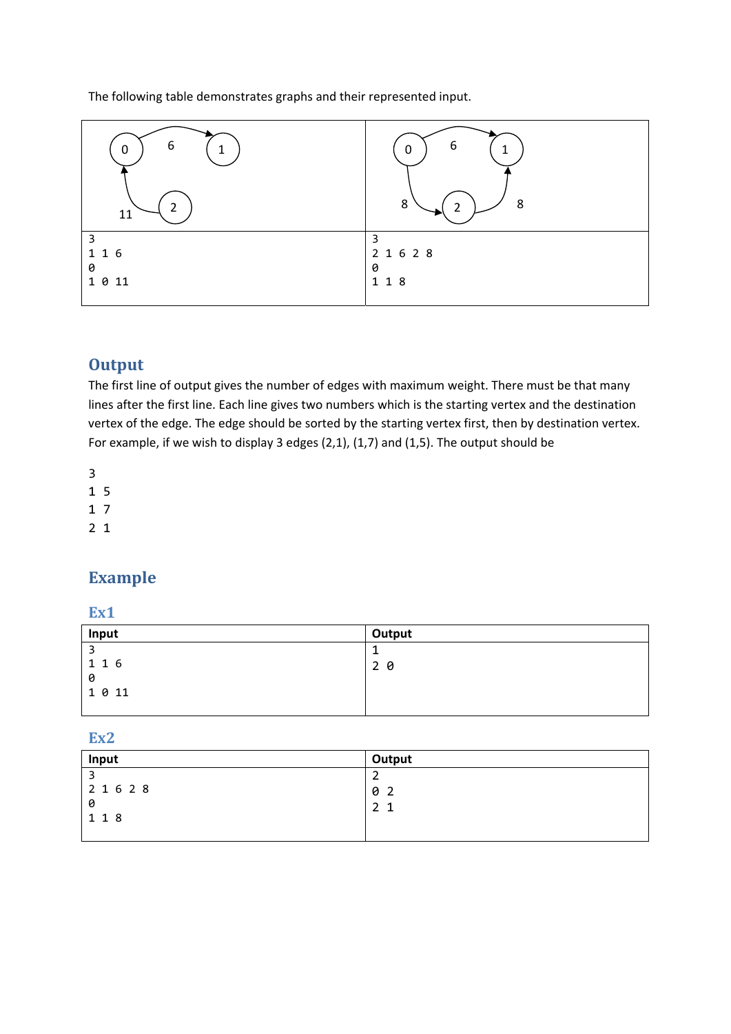The following table demonstrates graphs and their represented input.

| | |
|---|---|
| 0 6 1<br>11 2 | 0 6 1<br>8 2 8 |
| 3<br>1 1 6<br>0<br>1 0 11 | 3<br>2 1 6 2 8<br>0<br>1 1 8 |

## Output

The first line of output gives the number of edges with maximum weight. There must be that many lines after the first line. Each line gives two numbers which is the starting vertex and the destination vertex of the edge. The edge should be sorted by the starting vertex first, then by destination vertex. For example, if we wish to display 3 edges (2,1), (1,7) and (1,5). The output should be

```
3
1 5
1 7
2 1
```

## Example

### Ex1

| Input | Output |
|---|---|
| 3<br>1 1 6<br>0<br>1 0 11 | 1<br>2 0 |

### Ex2

| Input | Output |
|---|---|
| 3<br>2 1 6 2 8<br>0<br>1 1 8 | 2<br>0 2<br>2 1 |